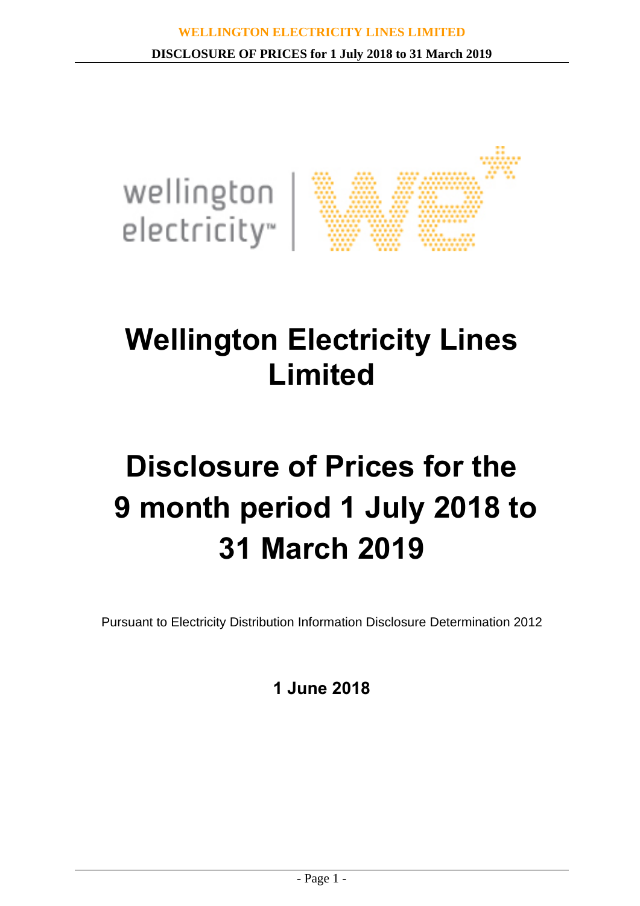# Wellington Electricity Lines Limited

# Disclosure of Prices for the 9 month period 1 July 2018 to 31 March 2019

Pursuant to Electricity Distribution Information Disclosure Determination 2012

**1 June 2018**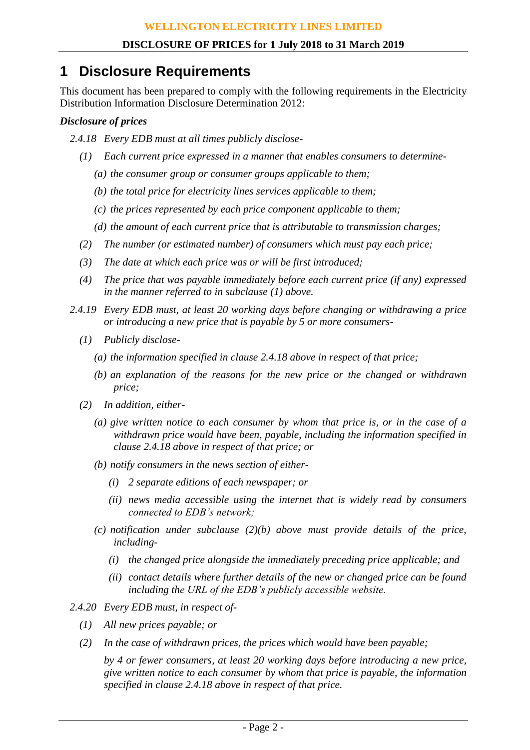# 1 Disclosure Requirements

This document has been prepared to comply with the following requirements in the Electricity Distribution Information Disclosure Determination 2012:

***Disclosure of prices***

*2.4.18 Every EDB must at all times publicly disclose-*

*(1) Each current price expressed in a manner that enables consumers to determine-*

*(a) the consumer group or consumer groups applicable to them;*

*(b) the total price for electricity lines services applicable to them;*

*(c) the prices represented by each price component applicable to them;*

*(d) the amount of each current price that is attributable to transmission charges;*

*(2) The number (or estimated number) of consumers which must pay each price;*

*(3) The date at which each price was or will be first introduced;*

*(4) The price that was payable immediately before each current price (if any) expressed in the manner referred to in subclause (1) above.*

*2.4.19 Every EDB must, at least 20 working days before changing or withdrawing a price or introducing a new price that is payable by 5 or more consumers-*

*(1) Publicly disclose-*

*(a) the information specified in clause 2.4.18 above in respect of that price;*

*(b) an explanation of the reasons for the new price or the changed or withdrawn price;*

*(2) In addition, either-*

*(a) give written notice to each consumer by whom that price is, or in the case of a withdrawn price would have been, payable, including the information specified in clause 2.4.18 above in respect of that price; or*

*(b) notify consumers in the news section of either-*

*(i) 2 separate editions of each newspaper; or*

*(ii) news media accessible using the internet that is widely read by consumers connected to EDB's network;*

*(c) notification under subclause (2)(b) above must provide details of the price, including-*

*(i) the changed price alongside the immediately preceding price applicable; and*

*(ii) contact details where further details of the new or changed price can be found including the URL of the EDB's publicly accessible website.*

*2.4.20 Every EDB must, in respect of-*

*(1) All new prices payable; or*

*(2) In the case of withdrawn prices, the prices which would have been payable;*

*by 4 or fewer consumers, at least 20 working days before introducing a new price, give written notice to each consumer by whom that price is payable, the information specified in clause 2.4.18 above in respect of that price.*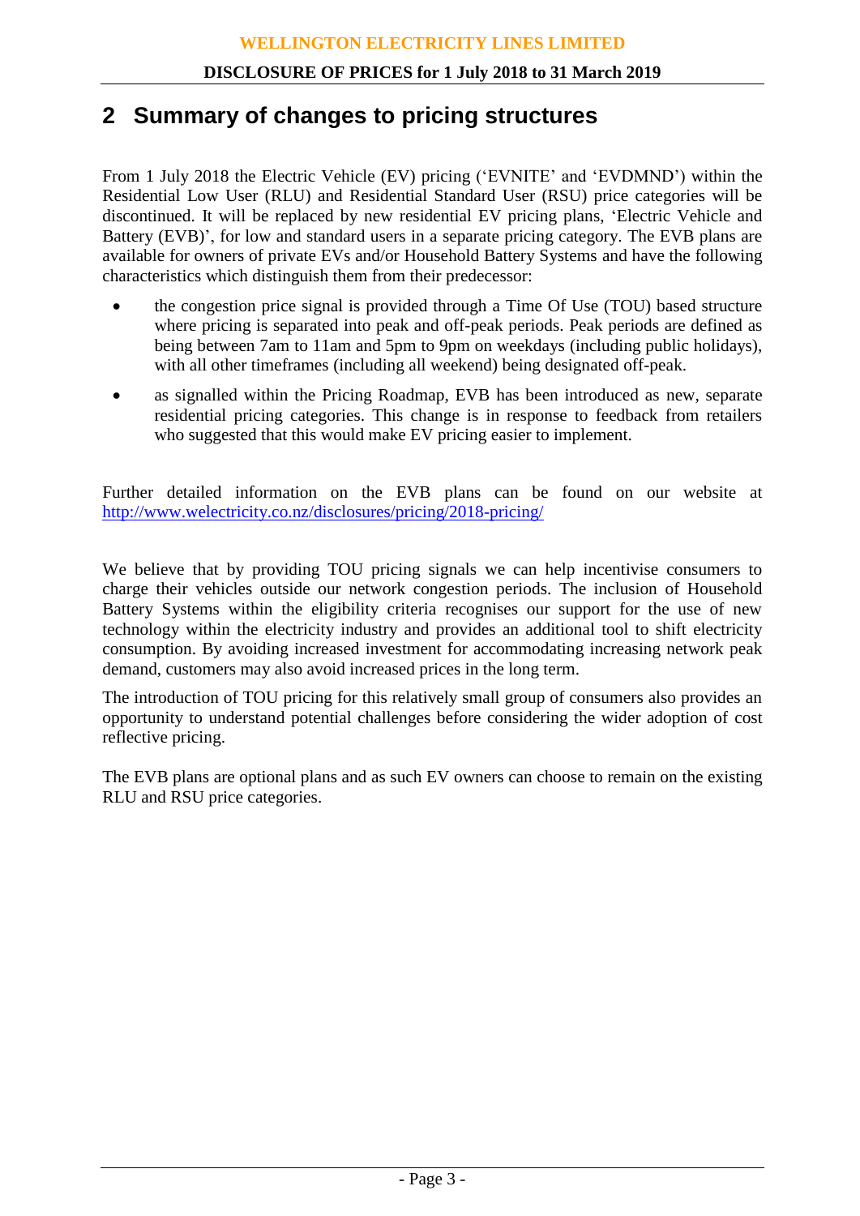## 2 Summary of changes to pricing structures

From 1 July 2018 the Electric Vehicle (EV) pricing ('EVNITE' and 'EVDMND') within the Residential Low User (RLU) and Residential Standard User (RSU) price categories will be discontinued. It will be replaced by new residential EV pricing plans, 'Electric Vehicle and Battery (EVB)', for low and standard users in a separate pricing category. The EVB plans are available for owners of private EVs and/or Household Battery Systems and have the following characteristics which distinguish them from their predecessor:

- the congestion price signal is provided through a Time Of Use (TOU) based structure where pricing is separated into peak and off-peak periods. Peak periods are defined as being between 7am to 11am and 5pm to 9pm on weekdays (including public holidays), with all other timeframes (including all weekend) being designated off-peak.
- as signalled within the Pricing Roadmap, EVB has been introduced as new, separate residential pricing categories. This change is in response to feedback from retailers who suggested that this would make EV pricing easier to implement.

Further detailed information on the EVB plans can be found on our website at http://www.welectricity.co.nz/disclosures/pricing/2018-pricing/

We believe that by providing TOU pricing signals we can help incentivise consumers to charge their vehicles outside our network congestion periods. The inclusion of Household Battery Systems within the eligibility criteria recognises our support for the use of new technology within the electricity industry and provides an additional tool to shift electricity consumption. By avoiding increased investment for accommodating increasing network peak demand, customers may also avoid increased prices in the long term.

The introduction of TOU pricing for this relatively small group of consumers also provides an opportunity to understand potential challenges before considering the wider adoption of cost reflective pricing.

The EVB plans are optional plans and as such EV owners can choose to remain on the existing RLU and RSU price categories.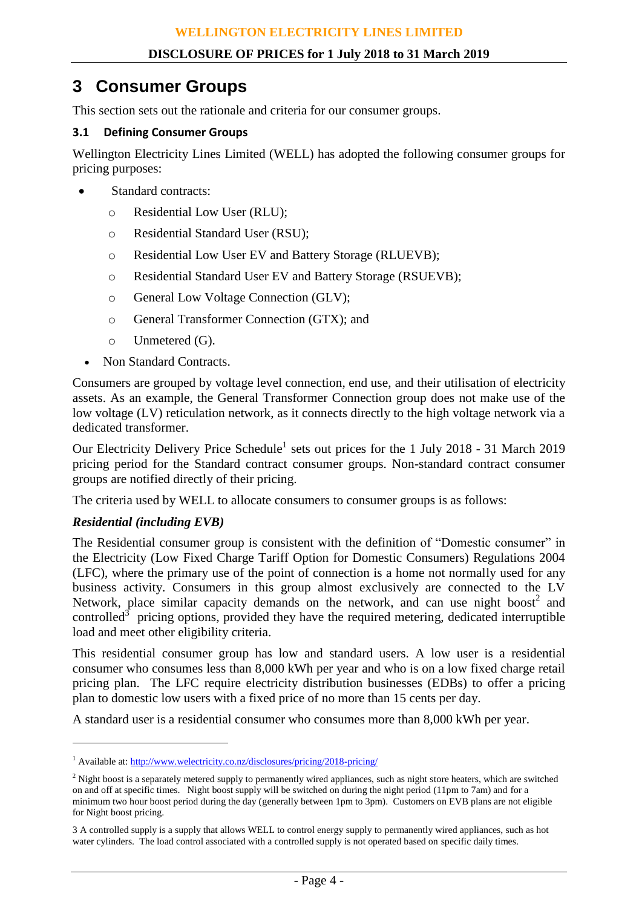# 3 Consumer Groups

This section sets out the rationale and criteria for our consumer groups.

### 3.1 Defining Consumer Groups

Wellington Electricity Lines Limited (WELL) has adopted the following consumer groups for pricing purposes:

- Standard contracts:
  - Residential Low User (RLU);
  - Residential Standard User (RSU);
  - Residential Low User EV and Battery Storage (RLUEVB);
  - Residential Standard User EV and Battery Storage (RSUEVB);
  - General Low Voltage Connection (GLV);
  - General Transformer Connection (GTX); and
  - Unmetered (G).
- Non Standard Contracts.

Consumers are grouped by voltage level connection, end use, and their utilisation of electricity assets. As an example, the General Transformer Connection group does not make use of the low voltage (LV) reticulation network, as it connects directly to the high voltage network via a dedicated transformer.

Our Electricity Delivery Price Schedule[1] sets out prices for the 1 July 2018 - 31 March 2019 pricing period for the Standard contract consumer groups. Non-standard contract consumer groups are notified directly of their pricing.

The criteria used by WELL to allocate consumers to consumer groups is as follows:

***Residential (including EVB)***

The Residential consumer group is consistent with the definition of "Domestic consumer" in the Electricity (Low Fixed Charge Tariff Option for Domestic Consumers) Regulations 2004 (LFC), where the primary use of the point of connection is a home not normally used for any business activity. Consumers in this group almost exclusively are connected to the LV Network, place similar capacity demands on the network, and can use night boost[2] and controlled[3] pricing options, provided they have the required metering, dedicated interruptible load and meet other eligibility criteria.

This residential consumer group has low and standard users. A low user is a residential consumer who consumes less than 8,000 kWh per year and who is on a low fixed charge retail pricing plan. The LFC require electricity distribution businesses (EDBs) to offer a pricing plan to domestic low users with a fixed price of no more than 15 cents per day.

A standard user is a residential consumer who consumes more than 8,000 kWh per year.

---

[1] Available at: http://www.welectricity.co.nz/disclosures/pricing/2018-pricing/

[2] Night boost is a separately metered supply to permanently wired appliances, such as night store heaters, which are switched on and off at specific times. Night boost supply will be switched on during the night period (11pm to 7am) and for a minimum two hour boost period during the day (generally between 1pm to 3pm). Customers on EVB plans are not eligible for Night boost pricing.

[3] A controlled supply is a supply that allows WELL to control energy supply to permanently wired appliances, such as hot water cylinders. The load control associated with a controlled supply is not operated based on specific daily times.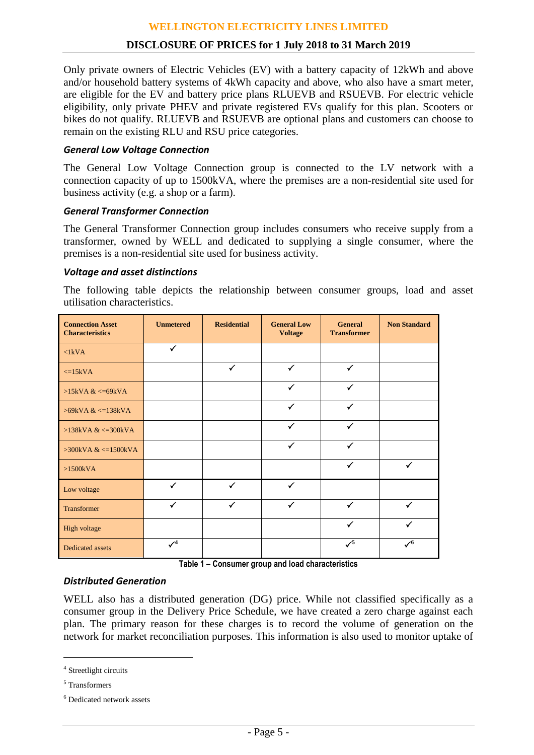Only private owners of Electric Vehicles (EV) with a battery capacity of 12kWh and above and/or household battery systems of 4kWh capacity and above, who also have a smart meter, are eligible for the EV and battery price plans RLUEVB and RSUEVB. For electric vehicle eligibility, only private PHEV and private registered EVs qualify for this plan. Scooters or bikes do not qualify. RLUEVB and RSUEVB are optional plans and customers can choose to remain on the existing RLU and RSU price categories.

### *General Low Voltage Connection*

The General Low Voltage Connection group is connected to the LV network with a connection capacity of up to 1500kVA, where the premises are a non-residential site used for business activity (e.g. a shop or a farm).

### *General Transformer Connection*

The General Transformer Connection group includes consumers who receive supply from a transformer, owned by WELL and dedicated to supplying a single consumer, where the premises is a non-residential site used for business activity.

### *Voltage and asset distinctions*

The following table depicts the relationship between consumer groups, load and asset utilisation characteristics.

| Connection Asset Characteristics | Unmetered | Residential | General Low Voltage | General Transformer | Non Standard |
|---|---|---|---|---|---|
| <1kVA | ✓ | | | | |
| <=15kVA | | ✓ | ✓ | ✓ | |
| >15kVA & <=69kVA | | | ✓ | ✓ | |
| >69kVA & <=138kVA | | | ✓ | ✓ | |
| >138kVA & <=300kVA | | | ✓ | ✓ | |
| >300kVA & <=1500kVA | | | ✓ | ✓ | |
| >1500kVA | | | | ✓ | ✓ |
| Low voltage | ✓ | ✓ | ✓ | | |
| Transformer | ✓ | ✓ | ✓ | ✓ | ✓ |
| High voltage | | | | ✓ | ✓ |
| Dedicated assets | ✓[4] | | | ✓[5] | ✓[6] |

Table 1 – Consumer group and load characteristics

### *Distributed Generation*

WELL also has a distributed generation (DG) price. While not classified specifically as a consumer group in the Delivery Price Schedule, we have created a zero charge against each plan. The primary reason for these charges is to record the volume of generation on the network for market reconciliation purposes. This information is also used to monitor uptake of

---

[4] Streetlight circuits

[5] Transformers

[6] Dedicated network assets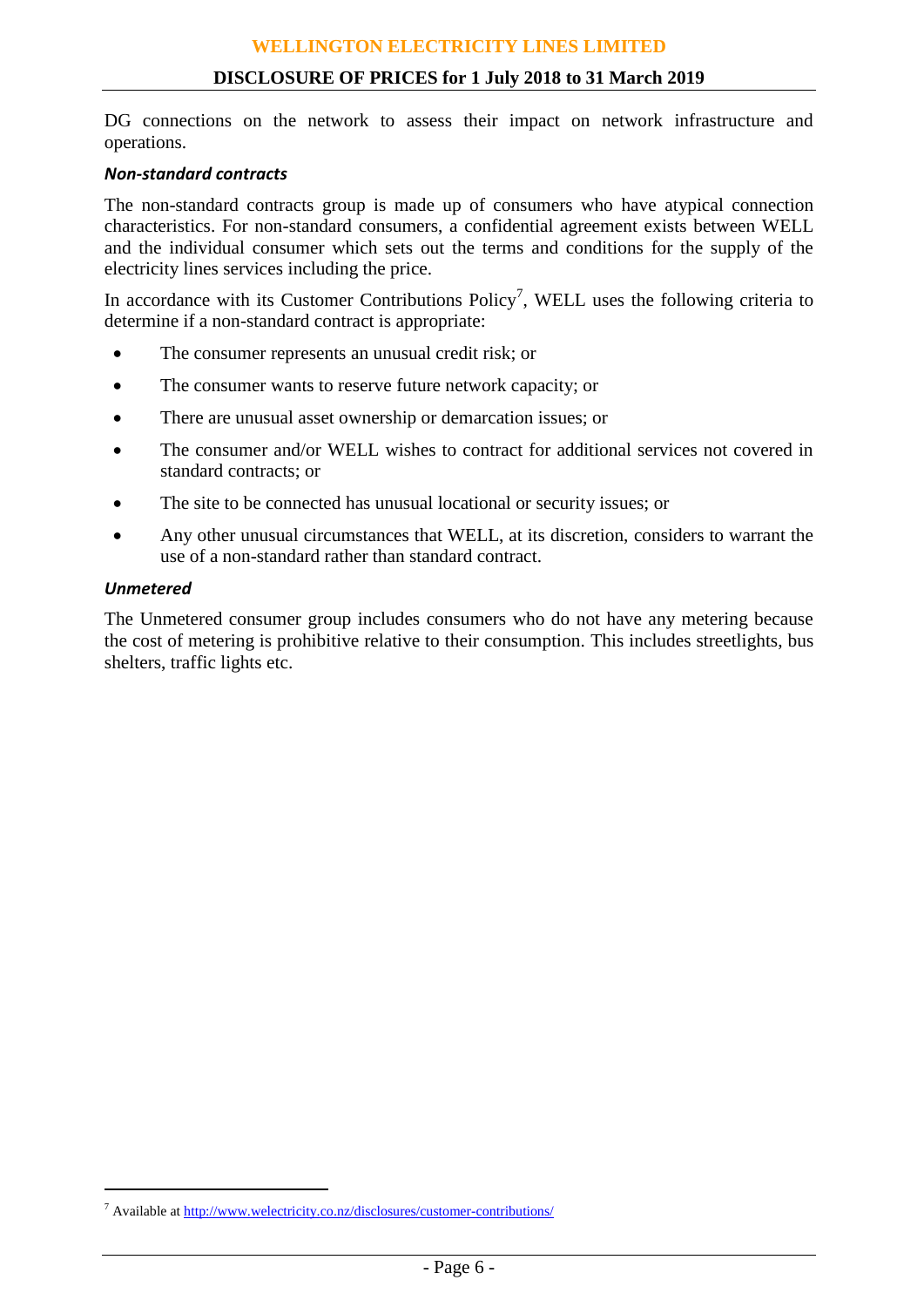DG connections on the network to assess their impact on network infrastructure and operations.

### *Non-standard contracts*

The non-standard contracts group is made up of consumers who have atypical connection characteristics. For non-standard consumers, a confidential agreement exists between WELL and the individual consumer which sets out the terms and conditions for the supply of the electricity lines services including the price.

In accordance with its Customer Contributions Policy[7], WELL uses the following criteria to determine if a non-standard contract is appropriate:

- The consumer represents an unusual credit risk; or
- The consumer wants to reserve future network capacity; or
- There are unusual asset ownership or demarcation issues; or
- The consumer and/or WELL wishes to contract for additional services not covered in standard contracts; or
- The site to be connected has unusual locational or security issues; or
- Any other unusual circumstances that WELL, at its discretion, considers to warrant the use of a non-standard rather than standard contract.

### *Unmetered*

The Unmetered consumer group includes consumers who do not have any metering because the cost of metering is prohibitive relative to their consumption. This includes streetlights, bus shelters, traffic lights etc.

---

[7] Available at http://www.welectricity.co.nz/disclosures/customer-contributions/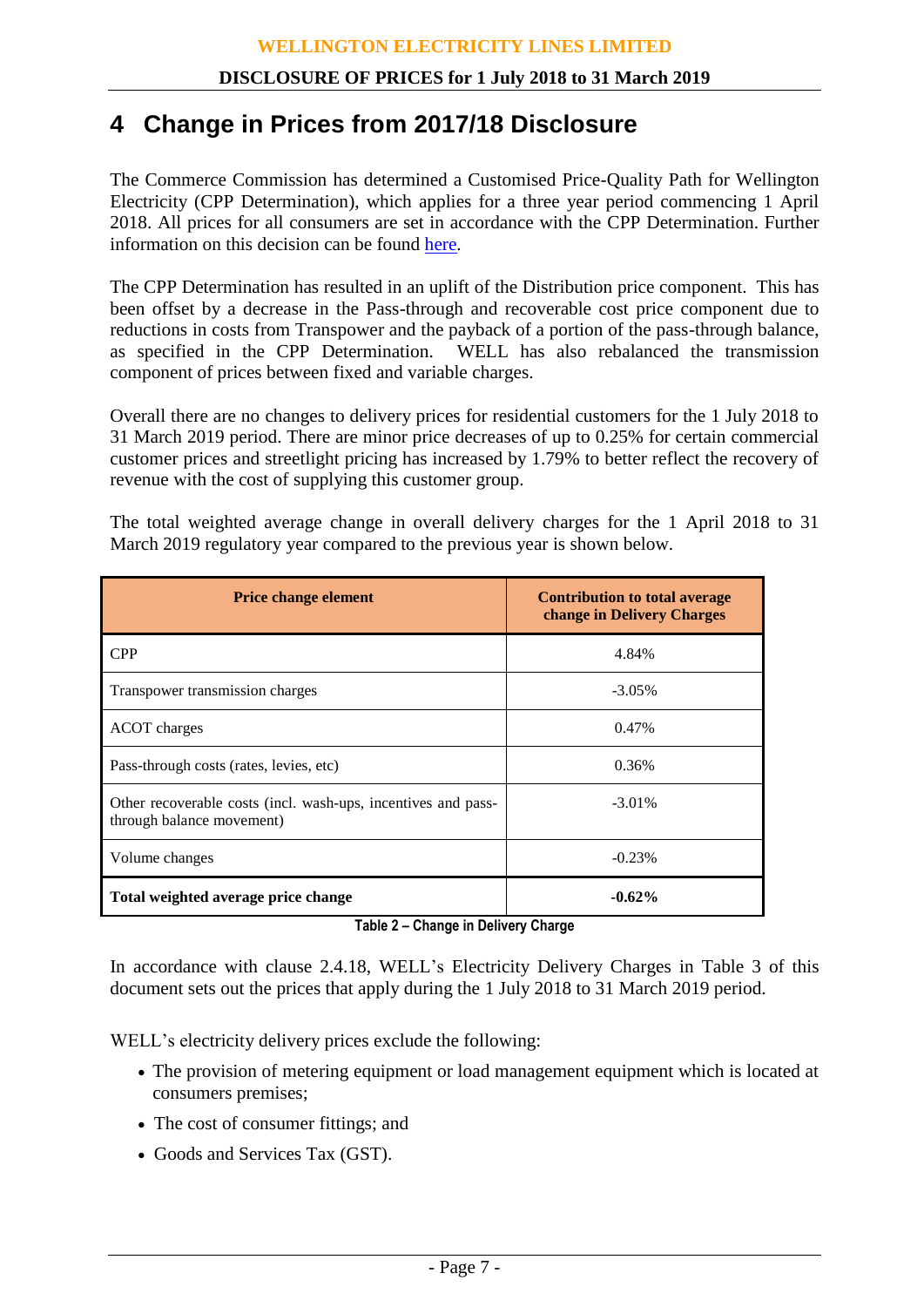# 4 Change in Prices from 2017/18 Disclosure

The Commerce Commission has determined a Customised Price-Quality Path for Wellington Electricity (CPP Determination), which applies for a three year period commencing 1 April 2018. All prices for all consumers are set in accordance with the CPP Determination. Further information on this decision can be found here.

The CPP Determination has resulted in an uplift of the Distribution price component. This has been offset by a decrease in the Pass-through and recoverable cost price component due to reductions in costs from Transpower and the payback of a portion of the pass-through balance, as specified in the CPP Determination. WELL has also rebalanced the transmission component of prices between fixed and variable charges.

Overall there are no changes to delivery prices for residential customers for the 1 July 2018 to 31 March 2019 period. There are minor price decreases of up to 0.25% for certain commercial customer prices and streetlight pricing has increased by 1.79% to better reflect the recovery of revenue with the cost of supplying this customer group.

The total weighted average change in overall delivery charges for the 1 April 2018 to 31 March 2019 regulatory year compared to the previous year is shown below.

| Price change element | Contribution to total average change in Delivery Charges |
|---|---|
| CPP | 4.84% |
| Transpower transmission charges | -3.05% |
| ACOT charges | 0.47% |
| Pass-through costs (rates, levies, etc) | 0.36% |
| Other recoverable costs (incl. wash-ups, incentives and pass-through balance movement) | -3.01% |
| Volume changes | -0.23% |
| **Total weighted average price change** | **-0.62%** |

**Table 2 – Change in Delivery Charge**

In accordance with clause 2.4.18, WELL's Electricity Delivery Charges in Table 3 of this document sets out the prices that apply during the 1 July 2018 to 31 March 2019 period.

WELL's electricity delivery prices exclude the following:

- The provision of metering equipment or load management equipment which is located at consumers premises;
- The cost of consumer fittings; and
- Goods and Services Tax (GST).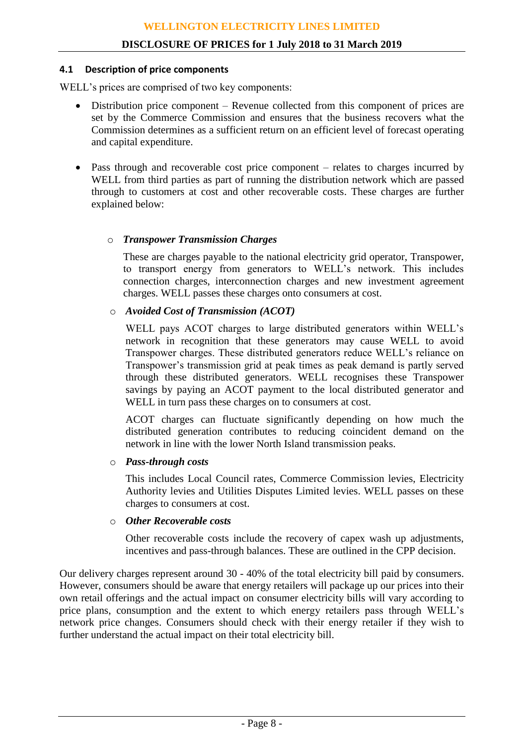### 4.1 Description of price components

WELL's prices are comprised of two key components:

- Distribution price component – Revenue collected from this component of prices are set by the Commerce Commission and ensures that the business recovers what the Commission determines as a sufficient return on an efficient level of forecast operating and capital expenditure.

- Pass through and recoverable cost price component – relates to charges incurred by WELL from third parties as part of running the distribution network which are passed through to customers at cost and other recoverable costs. These charges are further explained below:

  - ***Transpower Transmission Charges***

    These are charges payable to the national electricity grid operator, Transpower, to transport energy from generators to WELL's network. This includes connection charges, interconnection charges and new investment agreement charges. WELL passes these charges onto consumers at cost.

  - ***Avoided Cost of Transmission (ACOT)***

    WELL pays ACOT charges to large distributed generators within WELL's network in recognition that these generators may cause WELL to avoid Transpower charges. These distributed generators reduce WELL's reliance on Transpower's transmission grid at peak times as peak demand is partly served through these distributed generators. WELL recognises these Transpower savings by paying an ACOT payment to the local distributed generator and WELL in turn pass these charges on to consumers at cost.

    ACOT charges can fluctuate significantly depending on how much the distributed generation contributes to reducing coincident demand on the network in line with the lower North Island transmission peaks.

  - ***Pass-through costs***

    This includes Local Council rates, Commerce Commission levies, Electricity Authority levies and Utilities Disputes Limited levies. WELL passes on these charges to consumers at cost.

  - ***Other Recoverable costs***

    Other recoverable costs include the recovery of capex wash up adjustments, incentives and pass-through balances. These are outlined in the CPP decision.

Our delivery charges represent around 30 - 40% of the total electricity bill paid by consumers. However, consumers should be aware that energy retailers will package up our prices into their own retail offerings and the actual impact on consumer electricity bills will vary according to price plans, consumption and the extent to which energy retailers pass through WELL's network price changes. Consumers should check with their energy retailer if they wish to further understand the actual impact on their total electricity bill.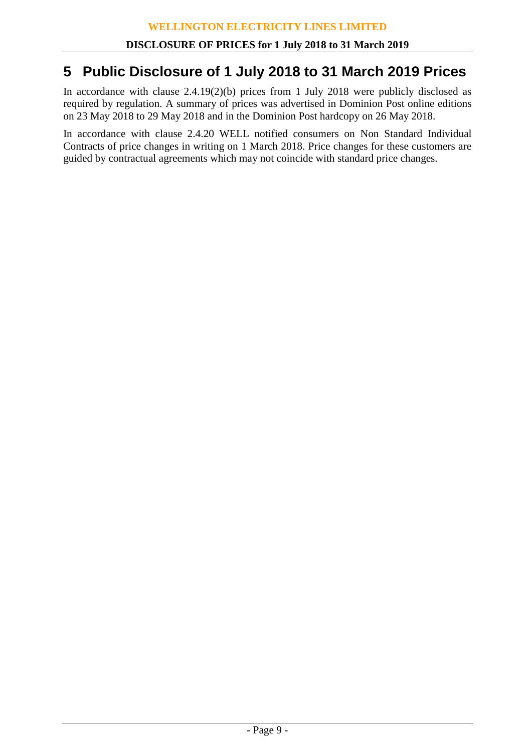# 5 Public Disclosure of 1 July 2018 to 31 March 2019 Prices

In accordance with clause 2.4.19(2)(b) prices from 1 July 2018 were publicly disclosed as required by regulation. A summary of prices was advertised in Dominion Post online editions on 23 May 2018 to 29 May 2018 and in the Dominion Post hardcopy on 26 May 2018.

In accordance with clause 2.4.20 WELL notified consumers on Non Standard Individual Contracts of price changes in writing on 1 March 2018. Price changes for these customers are guided by contractual agreements which may not coincide with standard price changes.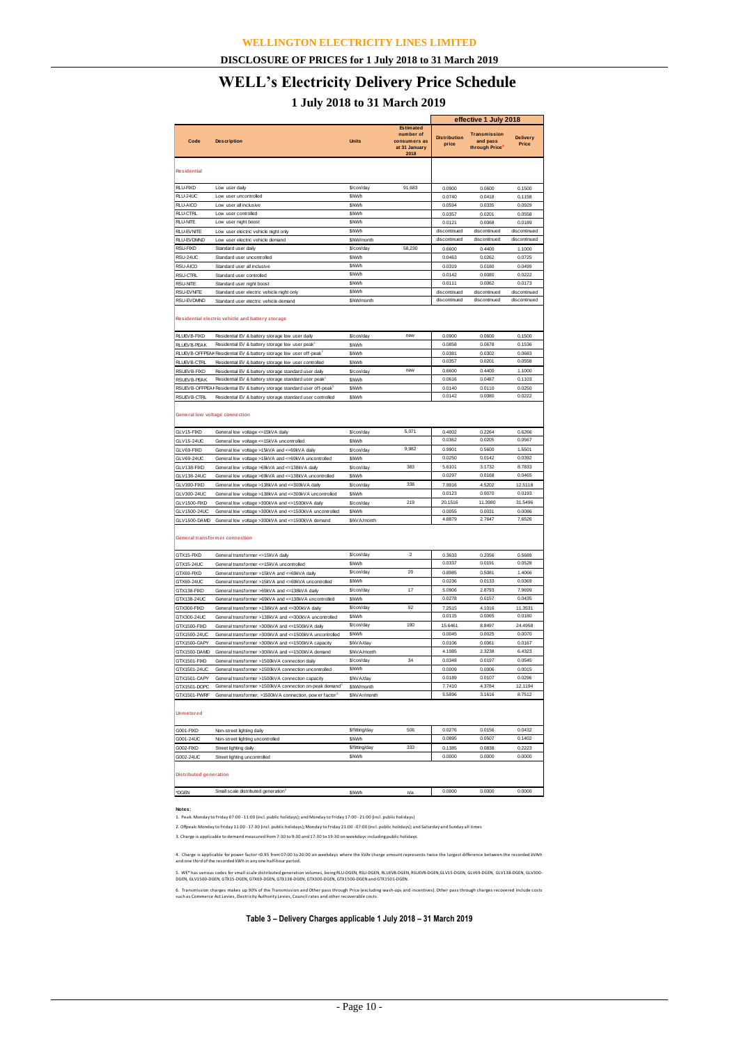**WELLINGTON ELECTRICITY LINES LIMITED**

**DISCLOSURE OF PRICES for 1 July 2018 to 31 March 2019**

# WELL's Electricity Delivery Price Schedule

## 1 July 2018 to 31 March 2019

| | | | | effective 1 July 2018 | | |
|---|---|---|---|---|---|---|
| **Code** | **Description** | **Units** | **Estimated number of consumers as at 31 January 2018** | **Distribution price** | **Transmission and pass through Price**[6] | **Delivery Price** |
| **Residential** | | | | | | |
| RLU-FIXD | Low user daily | $/con/day | 91,683 | 0.0900 | 0.0600 | 0.1500 |
| RLU-24UC | Low user uncontrolled | $/kWh | | 0.0740 | 0.0418 | 0.1158 |
| RLU-AICO | Low user all inclusive | $/kWh | | 0.0594 | 0.0335 | 0.0929 |
| RLU-CTRL | Low user controlled | $/kWh | | 0.0357 | 0.0201 | 0.0558 |
| RLU-NITE | Low user night boost | $/kWh | | 0.0121 | 0.0068 | 0.0189 |
| RLU-EVNITE | Low user electric vehicle night only | $/kWh | | discontinued | discontinued | discontinued |
| RLU-EVDMND | Low user electric vehicle demand | $/kW/month | | discontinued | discontinued | discontinued |
| RSU-FIXD | Standard user daily | $/con/day | 58,230 | 0.6600 | 0.4400 | 1.1000 |
| RSU-24UC | Standard user uncontrolled | $/kWh | | 0.0463 | 0.0262 | 0.0725 |
| RSU-AICO | Standard user all inclusive | $/kWh | | 0.0319 | 0.0180 | 0.0499 |
| RSU-CTRL | Standard user controlled | $/kWh | | 0.0142 | 0.0080 | 0.0222 |
| RSU-NITE | Standard user night boost | $/kWh | | 0.0111 | 0.0062 | 0.0173 |
| RSU-EVNITE | Standard user electric vehicle night only | $/kWh | | discontinued | discontinued | discontinued |
| RSU-EVDMND | Standard user electric vehicle demand | $/kW/month | | discontinued | discontinued | discontinued |
| **Residential electric vehicle and battery storage** | | | | | | |
| RLUEVB-FIXD | Residential EV & battery storage low user daily | $/con/day | new | 0.0900 | 0.0600 | 0.1500 |
| RLUEVB-PEAK | Residential EV & battery storage low user peak[1] | $/kWh | | 0.0858 | 0.0678 | 0.1536 |
| RLUEVB-OFFPEAK | Residential EV & battery storage low user off-peak[2] | $/kWh | | 0.0381 | 0.0302 | 0.0683 |
| RLUEVB-CTRL | Residential EV & battery storage low user controlled | $/kWh | | 0.0357 | 0.0201 | 0.0558 |
| RSUEVB-FIXD | Residential EV & battery storage standard user daily | $/con/day | new | 0.6600 | 0.4400 | 1.1000 |
| RSUEVB-PEAK | Residential EV & battery storage standard user peak[1] | $/kWh | | 0.0616 | 0.0487 | 0.1103 |
| RSUEVB-OFFPEAK | Residential EV & battery storage standard user off-peak[2] | $/kWh | | 0.0140 | 0.0110 | 0.0250 |
| RSUEVB-CTRL | Residential EV & battery storage standard user controlled | $/kWh | | 0.0142 | 0.0080 | 0.0222 |
| **General low voltage connection** | | | | | | |
| GLV15-FIXD | General low voltage <=15kVA daily | $/con/day | 5,071 | 0.4002 | 0.2264 | 0.6266 |
| GLV15-24UC | General low voltage <=15kVA uncontrolled | $/kWh | | 0.0362 | 0.0205 | 0.0567 |
| GLV69-FIXD | General low voltage >15kVA and <=69kVA daily | $/con/day | 9,982 | 0.9901 | 0.5600 | 1.5501 |
| GLV69-24UC | General low voltage >15kVA and <=69kVA uncontrolled | $/kWh | | 0.0250 | 0.0142 | 0.0392 |
| GLV138-FIXD | General low voltage >69kVA and <=138kVA daily | $/con/day | 383 | 5.6101 | 3.1732 | 8.7833 |
| GLV138-24UC | General low voltage >69kVA and <=138kVA uncontrolled | $/kWh | | 0.0297 | 0.0168 | 0.0465 |
| GLV300-FIXD | General low voltage >138kVA and <=300kVA daily | $/con/day | 338 | 7.9916 | 4.5202 | 12.5118 |
| GLV300-24UC | General low voltage >138kVA and <=300kVA uncontrolled | $/kWh | | 0.0123 | 0.0070 | 0.0193 |
| GLV1500-FIXD | General low voltage >300kVA and <=1500kVA daily | $/con/day | 219 | 20.1516 | 11.3980 | 31.5496 |
| GLV1500-24UC | General low voltage >300kVA and <=1500kVA uncontrolled | $/kWh | | 0.0055 | 0.0031 | 0.0086 |
| GLV1500-DAMD | General low voltage >300kVA and <=1500kVA demand | $/kVA/month | | 4.8879 | 2.7647 | 7.6526 |
| **General transformer connection** | | | | | | |
| GTX15-FIXD | General transformer <=15kVA daily | $/con/day | 2 | 0.3633 | 0.2056 | 0.5689 |
| GTX15-24UC | General transformer <=15kVA uncontrolled | $/kWh | | 0.0337 | 0.0191 | 0.0528 |
| GTX69-FIXD | General transformer >15kVA and <=69kVA daily | $/con/day | 20 | 0.8985 | 0.5081 | 1.4066 |
| GTX69-24UC | General transformer >15kVA and <=69kVA uncontrolled | $/kWh | | 0.0236 | 0.0133 | 0.0369 |
| GTX138-FIXD | General transformer >69kVA and <=138kVA daily | $/con/day | 17 | 5.0906 | 2.8793 | 7.9699 |
| GTX138-24UC | General transformer >69kVA and <=138kVA uncontrolled | $/kWh | | 0.0278 | 0.0157 | 0.0435 |
| GTX300-FIXD | General transformer >138kVA and <=300kVA daily | $/con/day | 92 | 7.2515 | 4.1016 | 11.3531 |
| GTX300-24UC | General transformer >138kVA and <=300kVA uncontrolled | $/kWh | | 0.0115 | 0.0065 | 0.0180 |
| GTX1500-FIXD | General transformer >300kVA and <=1500kVA daily | $/con/day | 190 | 15.6461 | 8.8497 | 24.4958 |
| GTX1500-24UC | General transformer >300kVA and <=1500kVA uncontrolled | $/kWh | | 0.0045 | 0.0025 | 0.0070 |
| GTX1500-CAPY | General transformer >300kVA and <=1500kVA capacity | $/kVA/day | | 0.0106 | 0.0061 | 0.0167 |
| GTX1500-DAMD | General transformer >300kVA and <=1500kVA demand | $/kVA/month | | 4.1085 | 2.3238 | 6.4323 |
| GTX1501-FIXD | General transformer >1500kVA connection daily | $/con/day | 34 | 0.0348 | 0.0197 | 0.0545 |
| GTX1501-24UC | General transformer >1500kVA connection uncontrolled | $/kWh | | 0.0009 | 0.0006 | 0.0015 |
| GTX1501-CAPY | General transformer >1500kVA connection capacity | $/kVA/day | | 0.0189 | 0.0107 | 0.0296 |
| GTX1501-DOPC | General transformer >1500kVA connection on-peak demand[3] | $/kW/month | | 7.7410 | 4.3784 | 12.1194 |
| GTX1501-PWRF | General transformer, >1500kVA connection, power factor[4] | $/kVAr/month | | 5.5896 | 3.1616 | 8.7512 |
| **Unmetered** | | | | | | |
| G001-FIXD | Non-street lighting daily | $/fitting/day | 506 | 0.0276 | 0.0156 | 0.0432 |
| G001-24UC | Non-street lighting uncontrolled | $/kWh | | 0.0895 | 0.0507 | 0.1402 |
| G002-FIXD | Street lighting daily | $/fitting/day | 333 | 0.1385 | 0.0838 | 0.2223 |
| G002-24UC | Street lighting uncontrolled | $/kWh | | 0.0000 | 0.0000 | 0.0000 |
| **Distributed generation** | | | | | | |
| *DGEN | Small scale distributed generation[5] | $/kWh | n/a | 0.0000 | 0.0000 | 0.0000 |

**Notes:**

1. Peak: Monday to Friday 07:00 - 11:00 (incl. public holidays); and Monday to Friday 17:00 - 21:00 (incl. public holidays)

2. Offpeak: Monday to Friday 11:00 - 17:00 (incl. public holidays); Monday to Friday 21:00 - 07:00 (incl. public holidays); and Saturday and Sunday all times

3. Charge is applicable to demand measured from 7:30 to 9:30 and 17:30 to 19:30 on weekdays including public holidays.

4. Charge is applicable for power factor <0.95 from 07:00 to 20:00 on weekdays where the kVAr charge amount represents twice the largest difference between the recorded kVArh and one third of the recorded kWh in any one half-hour period.

5. WE* has various codes for small scale distributed generation volumes, being RLU-DGEN, RSU-DGEN, RLUEVB-DGEN, RSUEVB-DGEN, GLV15-DGEN, GLV69-DGEN, GLV138-DGEN, GLV300-DGEN, GLV1500-DGEN, GTX15-DGEN, GTX69-DGEN, GTX138-DGEN, GTX300-DGEN, GTX1500-DGEN and GTX1501-DGEN.

6. Transmission charges makes up 90% of the Transmission and Other pass through Price (excluding wash-ups and incentives). Other pass through charges recovered include costs such as Commerce Act Levies, Electricity Authority Levies, Council rates and other recoverable costs.

**Table 3 – Delivery Charges applicable 1 July 2018 – 31 March 2019**